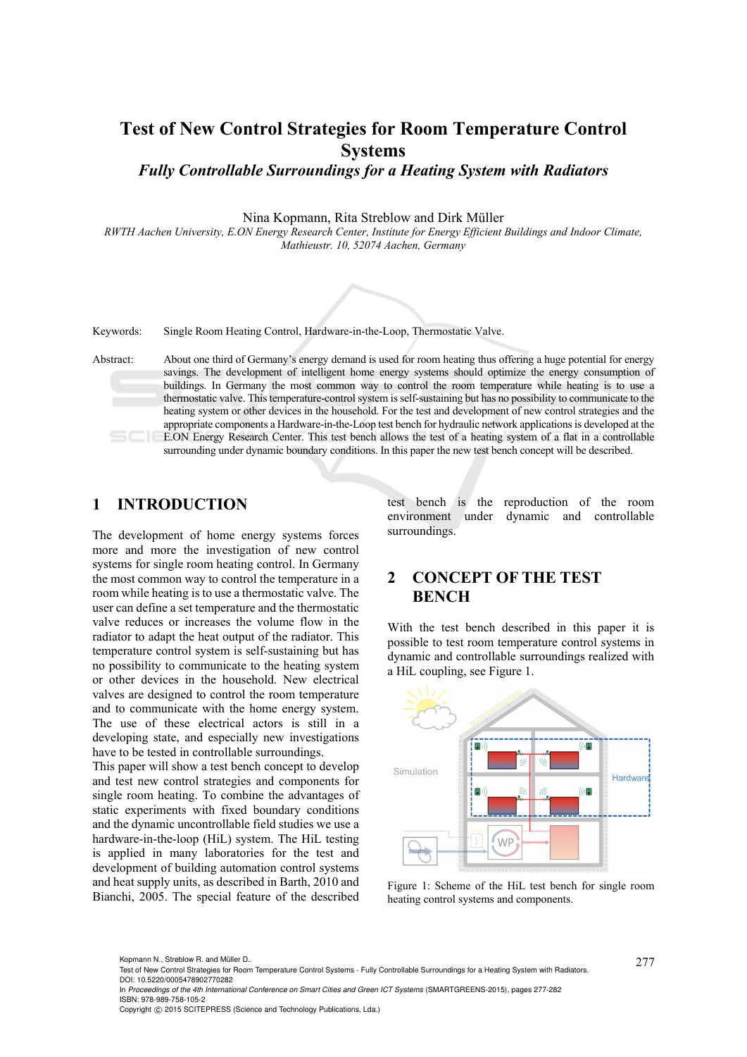# Test of New Control Strategies for Room Temperature Control Systems

## *Fully Controllable Surroundings for a Heating System with Radiators*

Nina Kopmann, Rita Streblow and Dirk Müller

*RWTH Aachen University, E.ON Energy Research Center, Institute for Energy Efficient Buildings and Indoor Climate, Mathieustr. 10, 52074 Aachen, Germany*

Keywords: Single Room Heating Control, Hardware-in-the-Loop, Thermostatic Valve.

Abstract: About one third of Germany's energy demand is used for room heating thus offering a huge potential for energy savings. The development of intelligent home energy systems should optimize the energy consumption of buildings. In Germany the most common way to control the room temperature while heating is to use a thermostatic valve. This temperature-control system is self-sustaining but has no possibility to communicate to the heating system or other devices in the household. For the test and development of new control strategies and the appropriate components a Hardware-in-the-Loop test bench for hydraulic network applications is developed at the E.ON Energy Research Center. This test bench allows the test of a heating system of a flat in a controllable surrounding under dynamic boundary conditions. In this paper the new test bench concept will be described.

## 1 INTRODUCTION

The development of home energy systems forces more and more the investigation of new control systems for single room heating control. In Germany the most common way to control the temperature in a room while heating is to use a thermostatic valve. The user can define a set temperature and the thermostatic valve reduces or increases the volume flow in the radiator to adapt the heat output of the radiator. This temperature control system is self-sustaining but has no possibility to communicate to the heating system or other devices in the household. New electrical valves are designed to control the room temperature and to communicate with the home energy system. The use of these electrical actors is still in a developing state, and especially new investigations have to be tested in controllable surroundings.

This paper will show a test bench concept to develop and test new control strategies and components for single room heating. To combine the advantages of static experiments with fixed boundary conditions and the dynamic uncontrollable field studies we use a hardware-in-the-loop (HiL) system. The HiL testing is applied in many laboratories for the test and development of building automation control systems and heat supply units, as described in Barth, 2010 and Bianchi, 2005. The special feature of the described test bench is the reproduction of the room environment under dynamic and controllable surroundings.

## 2 CONCEPT OF THE TEST BENCH

With the test bench described in this paper it is possible to test room temperature control systems in dynamic and controllable surroundings realized with a HiL coupling, see Figure 1.

Figure 1: Scheme of the HiL test bench for single room heating control systems and components.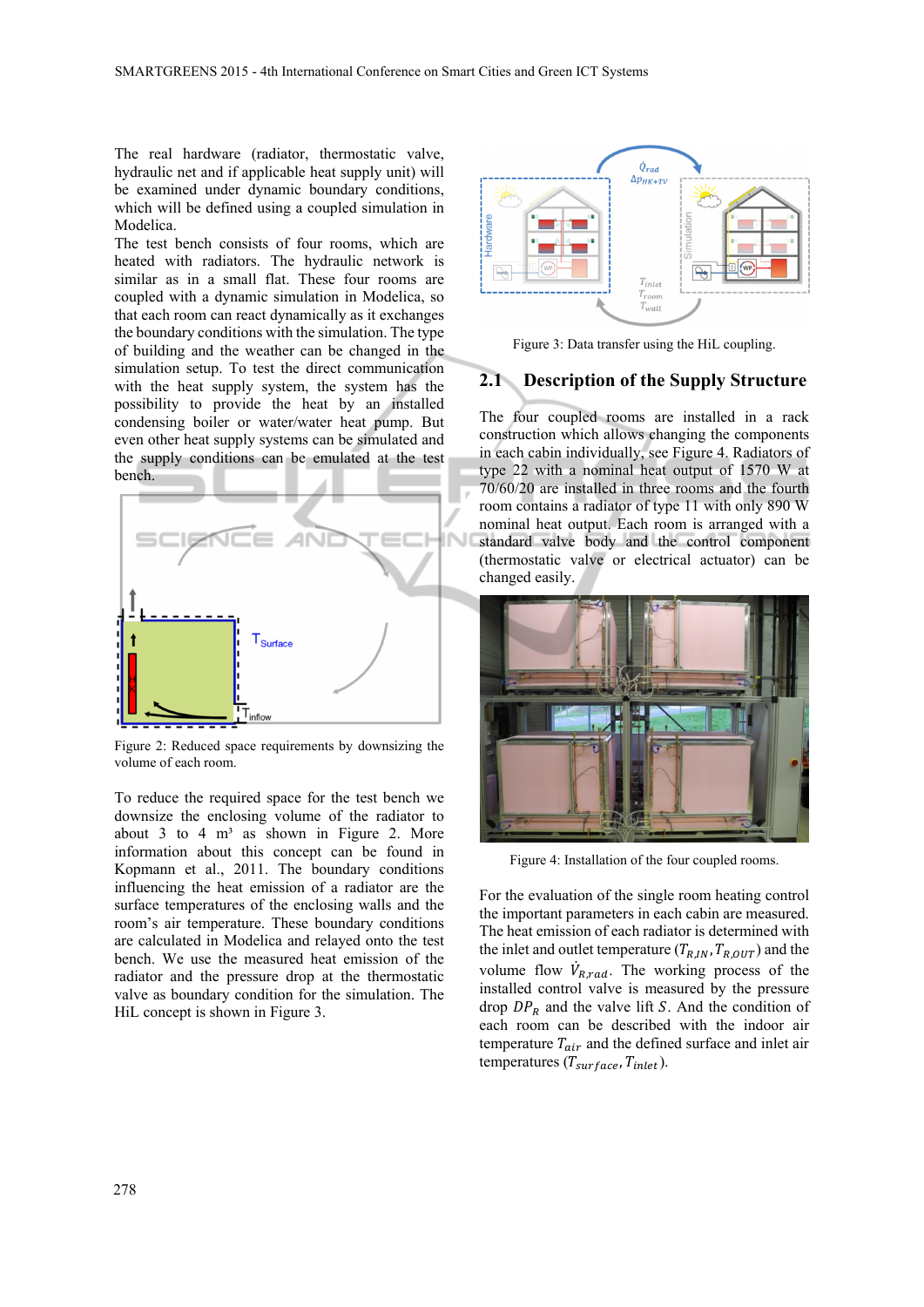The real hardware (radiator, thermostatic valve, hydraulic net and if applicable heat supply unit) will be examined under dynamic boundary conditions, which will be defined using a coupled simulation in Modelica.

The test bench consists of four rooms, which are heated with radiators. The hydraulic network is similar as in a small flat. These four rooms are coupled with a dynamic simulation in Modelica, so that each room can react dynamically as it exchanges the boundary conditions with the simulation. The type of building and the weather can be changed in the simulation setup. To test the direct communication with the heat supply system, the system has the possibility to provide the heat by an installed condensing boiler or water/water heat pump. But even other heat supply systems can be simulated and the supply conditions can be emulated at the test bench.

Figure 2: Reduced space requirements by downsizing the volume of each room.

To reduce the required space for the test bench we downsize the enclosing volume of the radiator to about 3 to 4 m³ as shown in Figure 2. More information about this concept can be found in Kopmann et al., 2011. The boundary conditions influencing the heat emission of a radiator are the surface temperatures of the enclosing walls and the room's air temperature. These boundary conditions are calculated in Modelica and relayed onto the test bench. We use the measured heat emission of the radiator and the pressure drop at the thermostatic valve as boundary condition for the simulation. The HiL concept is shown in Figure 3.

Figure 3: Data transfer using the HiL coupling.

## 2.1 Description of the Supply Structure

The four coupled rooms are installed in a rack construction which allows changing the components in each cabin individually, see Figure 4. Radiators of type 22 with a nominal heat output of 1570 W at 70/60/20 are installed in three rooms and the fourth room contains a radiator of type 11 with only 890 W nominal heat output. Each room is arranged with a standard valve body and the control component (thermostatic valve or electrical actuator) can be changed easily.

Figure 4: Installation of the four coupled rooms.

For the evaluation of the single room heating control the important parameters in each cabin are measured. The heat emission of each radiator is determined with the inlet and outlet temperature ($T_{R,IN}, T_{R,OUT}$) and the volume flow $\dot{V}_{R,rad}$. The working process of the installed control valve is measured by the pressure drop $DP_R$ and the valve lift $S$. And the condition of each room can be described with the indoor air temperature $T_{air}$ and the defined surface and inlet air temperatures ($T_{surface}, T_{inlet}$).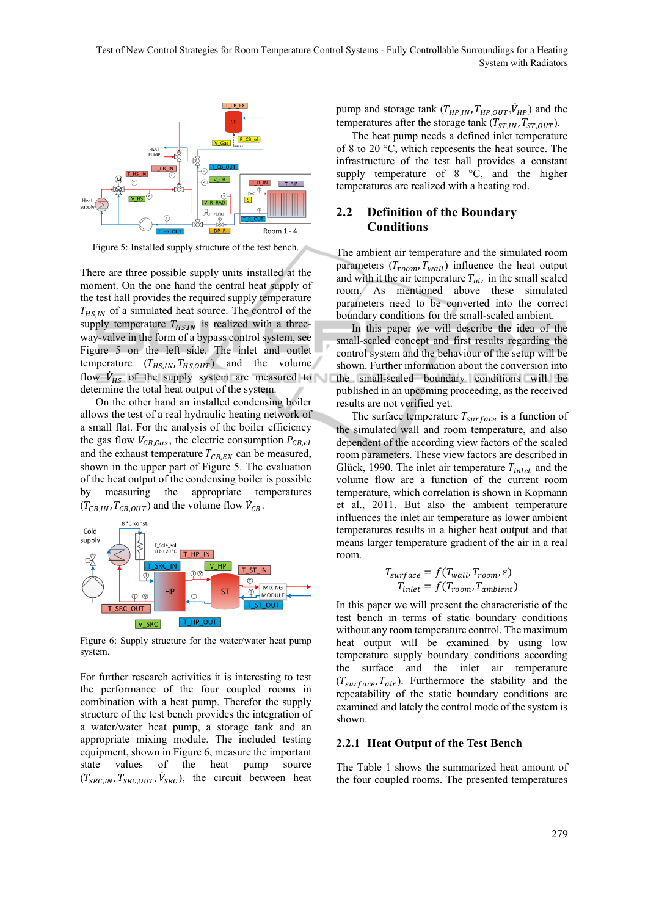Figure 5: Installed supply structure of the test bench.

There are three possible supply units installed at the moment. On the one hand the central heat supply of the test hall provides the required supply temperature $T_{HS,IN}$ of a simulated heat source. The control of the supply temperature $T_{HS,IN}$ is realized with a three-way-valve in the form of a bypass control system, see Figure 5 on the left side. The inlet and outlet temperature ($T_{HS,IN}, T_{HS,OUT}$) and the volume flow $\dot{V}_{HS}$ of the supply system are measured to determine the total heat output of the system.

On the other hand an installed condensing boiler allows the test of a real hydraulic heating network of a small flat. For the analysis of the boiler efficiency the gas flow $V_{CB,Gas}$, the electric consumption $P_{CB,el}$ and the exhaust temperature $T_{CB,EX}$ can be measured, shown in the upper part of Figure 5. The evaluation of the heat output of the condensing boiler is possible by measuring the appropriate temperatures ($T_{CB,IN}, T_{CB,OUT}$) and the volume flow $\dot{V}_{CB}$.

Figure 6: Supply structure for the water/water heat pump system.

For further research activities it is interesting to test the performance of the four coupled rooms in combination with a heat pump. Therefor the supply structure of the test bench provides the integration of a water/water heat pump, a storage tank and an appropriate mixing module. The included testing equipment, shown in Figure 6, measure the important state values of the heat pump source ($T_{SRC,IN}, T_{SRC,OUT}, \dot{V}_{SRC}$), the circuit between heat pump and storage tank ($T_{HP,IN}, T_{HP,OUT}, \dot{V}_{HP}$) and the temperatures after the storage tank ($T_{ST,IN}, T_{ST,OUT}$).

The heat pump needs a defined inlet temperature of 8 to 20 °C, which represents the heat source. The infrastructure of the test hall provides a constant supply temperature of 8 °C, and the higher temperatures are realized with a heating rod.

## 2.2 Definition of the Boundary Conditions

The ambient air temperature and the simulated room parameters ($T_{room}, T_{wall}$) influence the heat output and with it the air temperature $T_{air}$ in the small scaled room. As mentioned above these simulated parameters need to be converted into the correct boundary conditions for the small-scaled ambient.

In this paper we will describe the idea of the small-scaled concept and first results regarding the control system and the behaviour of the setup will be shown. Further information about the conversion into the small-scaled boundary conditions will be published in an upcoming proceeding, as the received results are not verified yet.

The surface temperature $T_{surface}$ is a function of the simulated wall and room temperature, and also dependent of the according view factors of the scaled room parameters. These view factors are described in Glück, 1990. The inlet air temperature $T_{inlet}$ and the volume flow are a function of the current room temperature, which correlation is shown in Kopmann et al., 2011. But also the ambient temperature influences the inlet air temperature as lower ambient temperatures results in a higher heat output and that means larger temperature gradient of the air in a real room.

$$T_{surface} = f(T_{wall}, T_{room}, \varepsilon)$$
$$T_{inlet} = f(T_{room}, T_{ambient})$$

In this paper we will present the characteristic of the test bench in terms of static boundary conditions without any room temperature control. The maximum heat output will be examined by using low temperature supply boundary conditions according the surface and the inlet air temperature ($T_{surface}, T_{air}$). Furthermore the stability and the repeatability of the static boundary conditions are examined and lately the control mode of the system is shown.

### 2.2.1 Heat Output of the Test Bench

The Table 1 shows the summarized heat amount of the four coupled rooms. The presented temperatures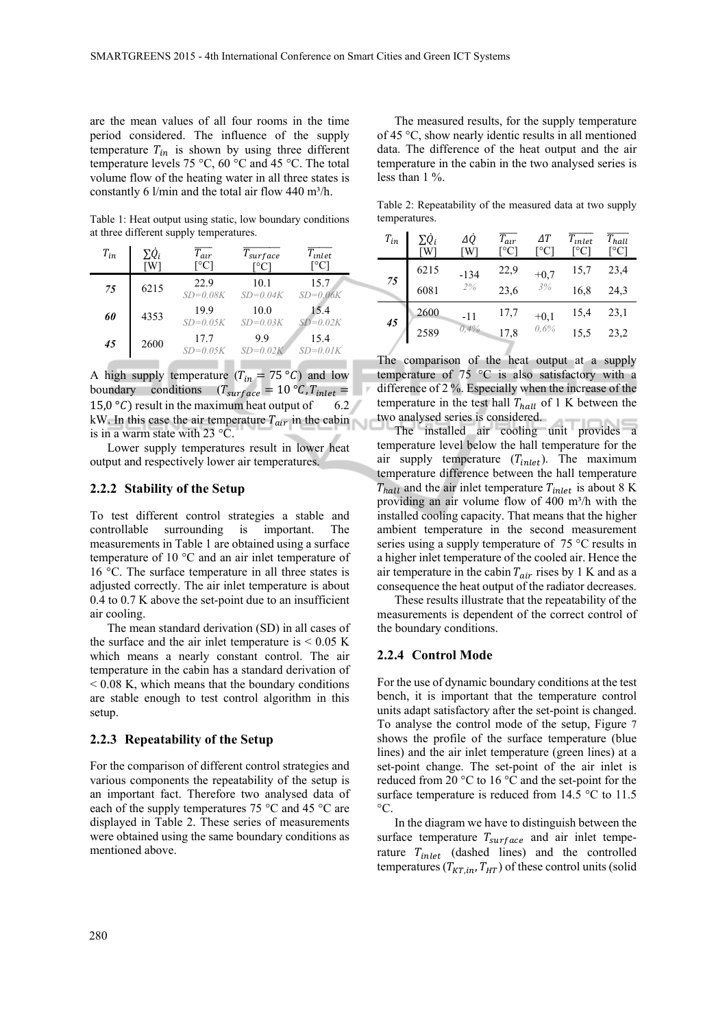are the mean values of all four rooms in the time period considered. The influence of the supply temperature $T_{in}$ is shown by using three different temperature levels 75 °C, 60 °C and 45 °C. The total volume flow of the heating water in all three states is constantly 6 l/min and the total air flow 440 m³/h.

Table 1: Heat output using static, low boundary conditions at three different supply temperatures.

| $T_{in}$ | $\sum\dot{Q}_i$ [W] | $\overline{T_{air}}$ [°C] | $\overline{T_{surface}}$ [°C] | $\overline{T_{inlet}}$ [°C] |
|---|---|---|---|---|
| ***75*** | 6215 | 22.9 *SD=0.08K* | 10.1 *SD=0.04K* | 15.7 *SD=0.06K* |
| ***60*** | 4353 | 19.9 *SD=0.05K* | 10.0 *SD=0.03K* | 15.4 *SD=0.02K* |
| ***45*** | 2600 | 17.7 *SD=0.05K* | 9.9 *SD=0.02K* | 15.4 *SD=0.01K* |

A high supply temperature ($T_{in} = 75\,°C$) and low boundary conditions ($T_{surface} = 10\,°C, T_{inlet} = 15{,}0\,°C$) result in the maximum heat output of 6.2 kW. In this case the air temperature $T_{air}$ in the cabin is in a warm state with 23 °C.

Lower supply temperatures result in lower heat output and respectively lower air temperatures.

### 2.2.2 Stability of the Setup

To test different control strategies a stable and controllable surrounding is important. The measurements in Table 1 are obtained using a surface temperature of 10 °C and an air inlet temperature of 16 °C. The surface temperature in all three states is adjusted correctly. The air inlet temperature is about 0.4 to 0.7 K above the set-point due to an insufficient air cooling.

The mean standard derivation (SD) in all cases of the surface and the air inlet temperature is < 0.05 K which means a nearly constant control. The air temperature in the cabin has a standard derivation of < 0.08 K, which means that the boundary conditions are stable enough to test control algorithm in this setup.

### 2.2.3 Repeatability of the Setup

For the comparison of different control strategies and various components the repeatability of the setup is an important fact. Therefore two analysed data of each of the supply temperatures 75 °C and 45 °C are displayed in Table 2. These series of measurements were obtained using the same boundary conditions as mentioned above.

The measured results, for the supply temperature of 45 °C, show nearly identic results in all mentioned data. The difference of the heat output and the air temperature in the cabin in the two analysed series is less than 1 %.

Table 2: Repeatability of the measured data at two supply temperatures.

| $T_{in}$ | $\sum\dot{Q}_i$ [W] | $\Delta\dot{Q}$ [W] | $\overline{T_{air}}$ [°C] | $\Delta T$ [°C] | $\overline{T_{inlet}}$ [°C] | $\overline{T_{hall}}$ [°C] |
|---|---|---|---|---|---|---|
| ***75*** | 6215 | -134 *2%* | 22,9 | +0,7 *3%* | 15,7 | 23,4 |
| | 6081 | | 23,6 | | 16,8 | 24,3 |
| ***45*** | 2600 | -11 *0,4%* | 17,7 | +0,1 *0,6%* | 15,4 | 23,1 |
| | 2589 | | 17,8 | | 15,5 | 23,2 |

The comparison of the heat output at a supply temperature of 75 °C is also satisfactory with a difference of 2 %. Especially when the increase of the temperature in the test hall $T_{hall}$ of 1 K between the two analysed series is considered.

The installed air cooling unit provides a temperature level below the hall temperature for the air supply temperature ($T_{inlet}$). The maximum temperature difference between the hall temperature $T_{hall}$ and the air inlet temperature $T_{inlet}$ is about 8 K providing an air volume flow of 400 m³/h with the installed cooling capacity. That means that the higher ambient temperature in the second measurement series using a supply temperature of 75 °C results in a higher inlet temperature of the cooled air. Hence the air temperature in the cabin $T_{air}$ rises by 1 K and as a consequence the heat output of the radiator decreases.

These results illustrate that the repeatability of the measurements is dependent of the correct control of the boundary conditions.

### 2.2.4 Control Mode

For the use of dynamic boundary conditions at the test bench, it is important that the temperature control units adapt satisfactory after the set-point is changed. To analyse the control mode of the setup, Figure 7 shows the profile of the surface temperature (blue lines) and the air inlet temperature (green lines) at a set-point change. The set-point of the air inlet is reduced from 20 °C to 16 °C and the set-point for the surface temperature is reduced from 14.5 °C to 11.5 °C.

In the diagram we have to distinguish between the surface temperature $T_{surface}$ and air inlet temperature $T_{inlet}$ (dashed lines) and the controlled temperatures ($T_{KT,in}, T_{HT}$) of these control units (solid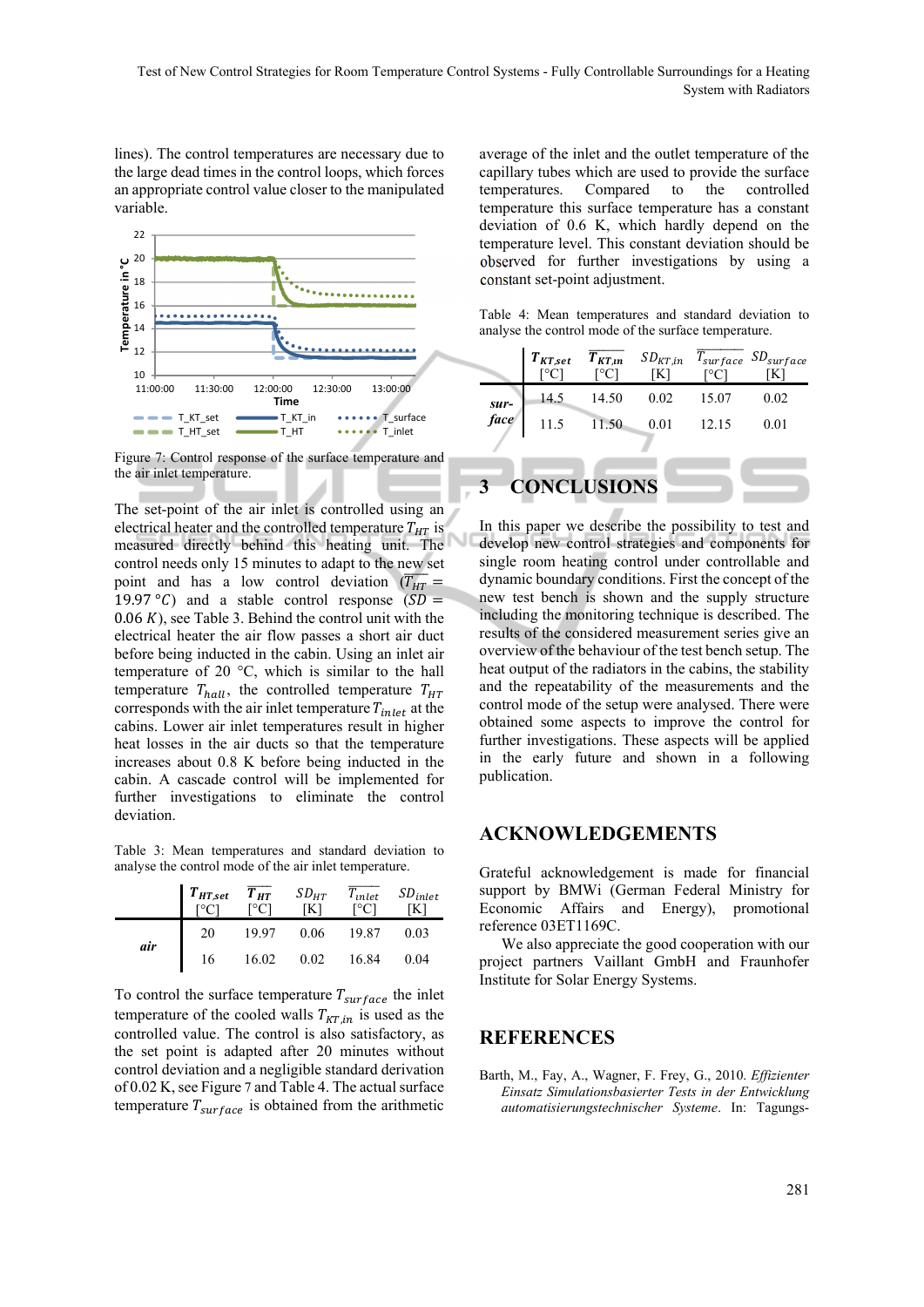lines). The control temperatures are necessary due to the large dead times in the control loops, which forces an appropriate control value closer to the manipulated variable.

Figure 7: Control response of the surface temperature and the air inlet temperature.

The set-point of the air inlet is controlled using an electrical heater and the controlled temperature $T_{HT}$ is measured directly behind this heating unit. The control needs only 15 minutes to adapt to the new set point and has a low control deviation ($\overline{T_{HT}} = 19.97\,°C$) and a stable control response ($SD = 0.06\,K$), see Table 3. Behind the control unit with the electrical heater the air flow passes a short air duct before being inducted in the cabin. Using an inlet air temperature of 20 °C, which is similar to the hall temperature $T_{hall}$, the controlled temperature $T_{HT}$ corresponds with the air inlet temperature $T_{inlet}$ at the cabins. Lower air inlet temperatures result in higher heat losses in the air ducts so that the temperature increases about 0.8 K before being inducted in the cabin. A cascade control will be implemented for further investigations to eliminate the control deviation.

Table 3: Mean temperatures and standard deviation to analyse the control mode of the air inlet temperature.

| | $T_{HT,set}$ [°C] | $\overline{T_{HT}}$ [°C] | $SD_{HT}$ [K] | $\overline{T_{inlet}}$ [°C] | $SD_{inlet}$ [K] |
|---|---|---|---|---|---|
| ***air*** | 20 | 19.97 | 0.06 | 19.87 | 0.03 |
| | 16 | 16.02 | 0.02 | 16.84 | 0.04 |

To control the surface temperature $T_{surface}$ the inlet temperature of the cooled walls $T_{KT,in}$ is used as the controlled value. The control is also satisfactory, as the set point is adapted after 20 minutes without control deviation and a negligible standard derivation of 0.02 K, see Figure 7 and Table 4. The actual surface temperature $T_{surface}$ is obtained from the arithmetic average of the inlet and the outlet temperature of the capillary tubes which are used to provide the surface temperatures. Compared to the controlled temperature this surface temperature has a constant deviation of 0.6 K, which hardly depend on the temperature level. This constant deviation should be observed for further investigations by using a constant set-point adjustment.

Table 4: Mean temperatures and standard deviation to analyse the control mode of the surface temperature.

| | $T_{KT,set}$ [°C] | $\overline{T_{KT,in}}$ [°C] | $SD_{KT,in}$ [K] | $\overline{T_{surface}}$ [°C] | $SD_{surface}$ [K] |
|---|---|---|---|---|---|
| ***surface*** | 14.5 | 14.50 | 0.02 | 15.07 | 0.02 |
| | 11.5 | 11.50 | 0.01 | 12.15 | 0.01 |

## 3 CONCLUSIONS

In this paper we describe the possibility to test and develop new control strategies and components for single room heating control under controllable and dynamic boundary conditions. First the concept of the new test bench is shown and the supply structure including the monitoring technique is described. The results of the considered measurement series give an overview of the behaviour of the test bench setup. The heat output of the radiators in the cabins, the stability and the repeatability of the measurements and the control mode of the setup were analysed. There were obtained some aspects to improve the control for further investigations. These aspects will be applied in the early future and shown in a following publication.

## ACKNOWLEDGEMENTS

Grateful acknowledgement is made for financial support by BMWi (German Federal Ministry for Economic Affairs and Energy), promotional reference 03ET1169C.

We also appreciate the good cooperation with our project partners Vaillant GmbH and Fraunhofer Institute for Solar Energy Systems.

## REFERENCES

Barth, M., Fay, A., Wagner, F. Frey, G., 2010. *Effizienter Einsatz Simulationsbasierter Tests in der Entwicklung automatisierungstechnischer Systeme*. In: Tagungs-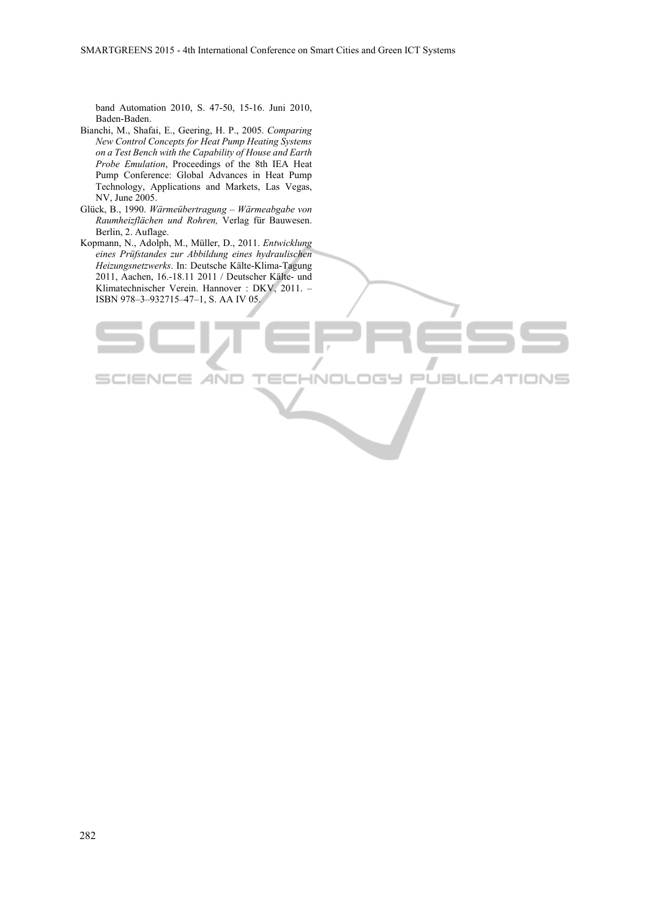band Automation 2010, S. 47-50, 15-16. Juni 2010, Baden-Baden.

Bianchi, M., Shafai, E., Geering, H. P., 2005. *Comparing New Control Concepts for Heat Pump Heating Systems on a Test Bench with the Capability of House and Earth Probe Emulation*, Proceedings of the 8th IEA Heat Pump Conference: Global Advances in Heat Pump Technology, Applications and Markets, Las Vegas, NV, June 2005.

Glück, B., 1990. *Wärmeübertragung – Wärmeabgabe von Raumheizflächen und Rohren,* Verlag für Bauwesen. Berlin, 2. Auflage.

Kopmann, N., Adolph, M., Müller, D., 2011. *Entwicklung eines Prüfstandes zur Abbildung eines hydraulischen Heizungsnetzwerks*. In: Deutsche Kälte-Klima-Tagung 2011, Aachen, 16.-18.11 2011 / Deutscher Kälte- und Klimatechnischer Verein. Hannover : DKV, 2011. – ISBN 978–3–932715–47–1, S. AA IV 05.